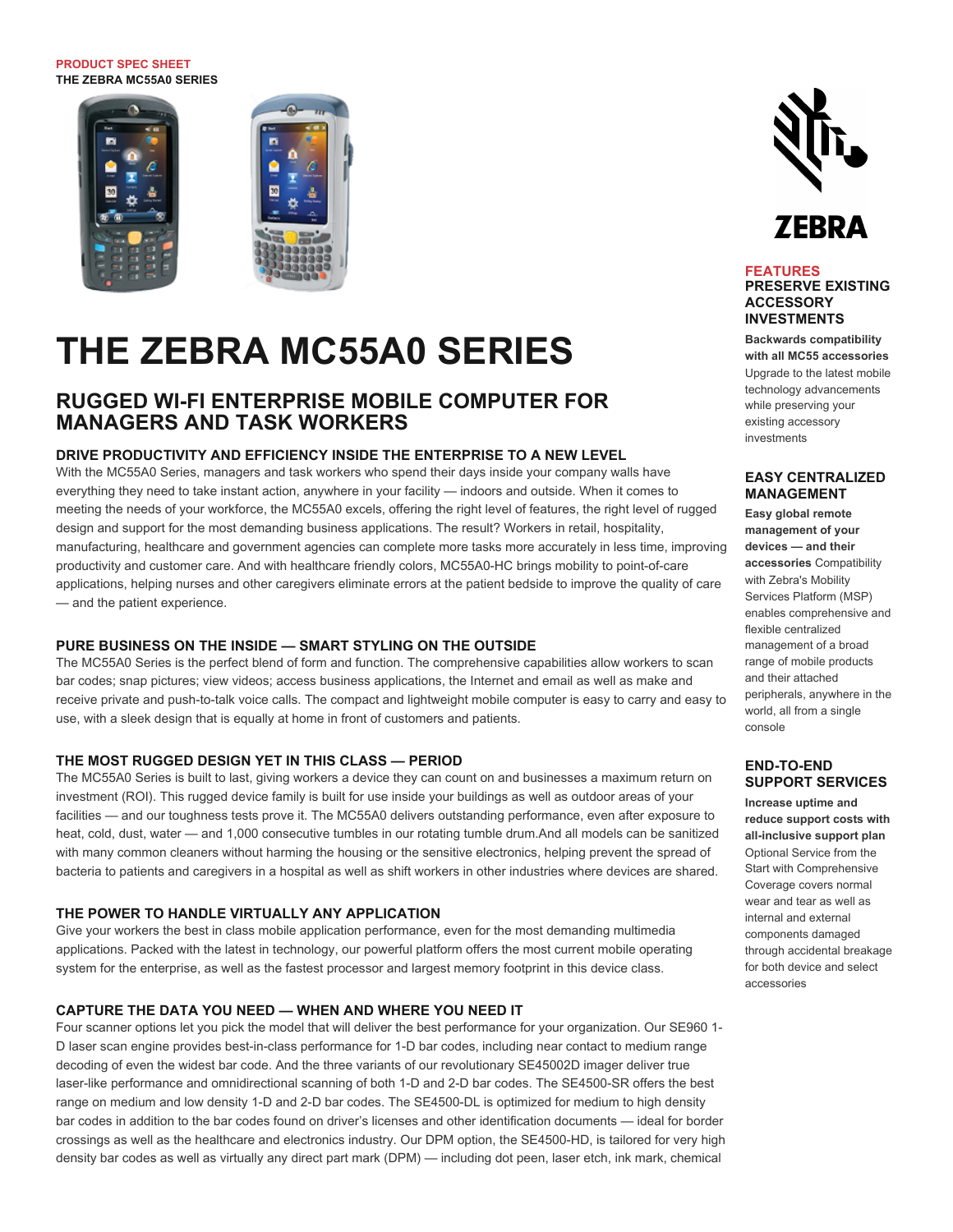PRODUCT SPEC SHEET
THE ZEBRA MC55A0 SERIES

# THE ZEBRA MC55A0 SERIES

## RUGGED WI-FI ENTERPRISE MOBILE COMPUTER FOR MANAGERS AND TASK WORKERS

### DRIVE PRODUCTIVITY AND EFFICIENCY INSIDE THE ENTERPRISE TO A NEW LEVEL

With the MC55A0 Series, managers and task workers who spend their days inside your company walls have everything they need to take instant action, anywhere in your facility — indoors and outside. When it comes to meeting the needs of your workforce, the MC55A0 excels, offering the right level of features, the right level of rugged design and support for the most demanding business applications. The result? Workers in retail, hospitality, manufacturing, healthcare and government agencies can complete more tasks more accurately in less time, improving productivity and customer care. And with healthcare friendly colors, MC55A0-HC brings mobility to point-of-care applications, helping nurses and other caregivers eliminate errors at the patient bedside to improve the quality of care — and the patient experience.

### PURE BUSINESS ON THE INSIDE — SMART STYLING ON THE OUTSIDE

The MC55A0 Series is the perfect blend of form and function. The comprehensive capabilities allow workers to scan bar codes; snap pictures; view videos; access business applications, the Internet and email as well as make and receive private and push-to-talk voice calls. The compact and lightweight mobile computer is easy to carry and easy to use, with a sleek design that is equally at home in front of customers and patients.

### THE MOST RUGGED DESIGN YET IN THIS CLASS — PERIOD

The MC55A0 Series is built to last, giving workers a device they can count on and businesses a maximum return on investment (ROI). This rugged device family is built for use inside your buildings as well as outdoor areas of your facilities — and our toughness tests prove it. The MC55A0 delivers outstanding performance, even after exposure to heat, cold, dust, water — and 1,000 consecutive tumbles in our rotating tumble drum.And all models can be sanitized with many common cleaners without harming the housing or the sensitive electronics, helping prevent the spread of bacteria to patients and caregivers in a hospital as well as shift workers in other industries where devices are shared.

### THE POWER TO HANDLE VIRTUALLY ANY APPLICATION

Give your workers the best in class mobile application performance, even for the most demanding multimedia applications. Packed with the latest in technology, our powerful platform offers the most current mobile operating system for the enterprise, as well as the fastest processor and largest memory footprint in this device class.

### CAPTURE THE DATA YOU NEED — WHEN AND WHERE YOU NEED IT

Four scanner options let you pick the model that will deliver the best performance for your organization. Our SE960 1-D laser scan engine provides best-in-class performance for 1-D bar codes, including near contact to medium range decoding of even the widest bar code. And the three variants of our revolutionary SE45002D imager deliver true laser-like performance and omnidirectional scanning of both 1-D and 2-D bar codes. The SE4500-SR offers the best range on medium and low density 1-D and 2-D bar codes. The SE4500-DL is optimized for medium to high density bar codes in addition to the bar codes found on driver's licenses and other identification documents — ideal for border crossings as well as the healthcare and electronics industry. Our DPM option, the SE4500-HD, is tailored for very high density bar codes as well as virtually any direct part mark (DPM) — including dot peen, laser etch, ink mark, chemical

ZEBRA

## FEATURES

### PRESERVE EXISTING ACCESSORY INVESTMENTS

**Backwards compatibility with all MC55 accessories** Upgrade to the latest mobile technology advancements while preserving your existing accessory investments

### EASY CENTRALIZED MANAGEMENT

**Easy global remote management of your devices — and their accessories** Compatibility with Zebra's Mobility Services Platform (MSP) enables comprehensive and flexible centralized management of a broad range of mobile products and their attached peripherals, anywhere in the world, all from a single console

### END-TO-END SUPPORT SERVICES

**Increase uptime and reduce support costs with all-inclusive support plan** Optional Service from the Start with Comprehensive Coverage covers normal wear and tear as well as internal and external components damaged through accidental breakage for both device and select accessories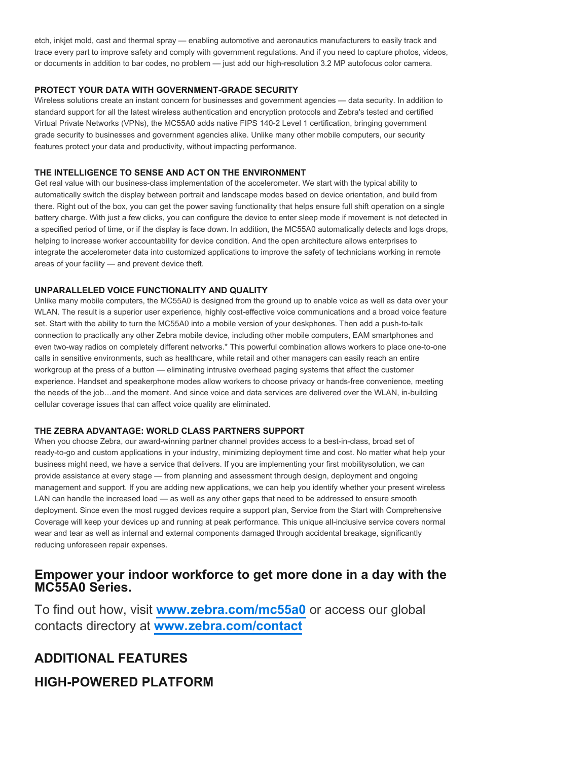etch, inkjet mold, cast and thermal spray — enabling automotive and aeronautics manufacturers to easily track and trace every part to improve safety and comply with government regulations. And if you need to capture photos, videos, or documents in addition to bar codes, no problem — just add our high-resolution 3.2 MP autofocus color camera.

#### PROTECT YOUR DATA WITH GOVERNMENT-GRADE SECURITY

Wireless solutions create an instant concern for businesses and government agencies — data security. In addition to standard support for all the latest wireless authentication and encryption protocols and Zebra's tested and certified Virtual Private Networks (VPNs), the MC55A0 adds native FIPS 140-2 Level 1 certification, bringing government grade security to businesses and government agencies alike. Unlike many other mobile computers, our security features protect your data and productivity, without impacting performance.

#### THE INTELLIGENCE TO SENSE AND ACT ON THE ENVIRONMENT

Get real value with our business-class implementation of the accelerometer. We start with the typical ability to automatically switch the display between portrait and landscape modes based on device orientation, and build from there. Right out of the box, you can get the power saving functionality that helps ensure full shift operation on a single battery charge. With just a few clicks, you can configure the device to enter sleep mode if movement is not detected in a specified period of time, or if the display is face down. In addition, the MC55A0 automatically detects and logs drops, helping to increase worker accountability for device condition. And the open architecture allows enterprises to integrate the accelerometer data into customized applications to improve the safety of technicians working in remote areas of your facility — and prevent device theft.

#### UNPARALLELED VOICE FUNCTIONALITY AND QUALITY

Unlike many mobile computers, the MC55A0 is designed from the ground up to enable voice as well as data over your WLAN. The result is a superior user experience, highly cost-effective voice communications and a broad voice feature set. Start with the ability to turn the MC55A0 into a mobile version of your deskphones. Then add a push-to-talk connection to practically any other Zebra mobile device, including other mobile computers, EAM smartphones and even two-way radios on completely different networks.* This powerful combination allows workers to place one-to-one calls in sensitive environments, such as healthcare, while retail and other managers can easily reach an entire workgroup at the press of a button — eliminating intrusive overhead paging systems that affect the customer experience. Handset and speakerphone modes allow workers to choose privacy or hands-free convenience, meeting the needs of the job…and the moment. And since voice and data services are delivered over the WLAN, in-building cellular coverage issues that can affect voice quality are eliminated.

#### THE ZEBRA ADVANTAGE: WORLD CLASS PARTNERS SUPPORT

When you choose Zebra, our award-winning partner channel provides access to a best-in-class, broad set of ready-to-go and custom applications in your industry, minimizing deployment time and cost. No matter what help your business might need, we have a service that delivers. If you are implementing your first mobilitysolution, we can provide assistance at every stage — from planning and assessment through design, deployment and ongoing management and support. If you are adding new applications, we can help you identify whether your present wireless LAN can handle the increased load — as well as any other gaps that need to be addressed to ensure smooth deployment. Since even the most rugged devices require a support plan, Service from the Start with Comprehensive Coverage will keep your devices up and running at peak performance. This unique all-inclusive service covers normal wear and tear as well as internal and external components damaged through accidental breakage, significantly reducing unforeseen repair expenses.

### Empower your indoor workforce to get more done in a day with the MC55A0 Series.

To find out how, visit **www.zebra.com/mc55a0** or access our global contacts directory at **www.zebra.com/contact**

## ADDITIONAL FEATURES

## HIGH-POWERED PLATFORM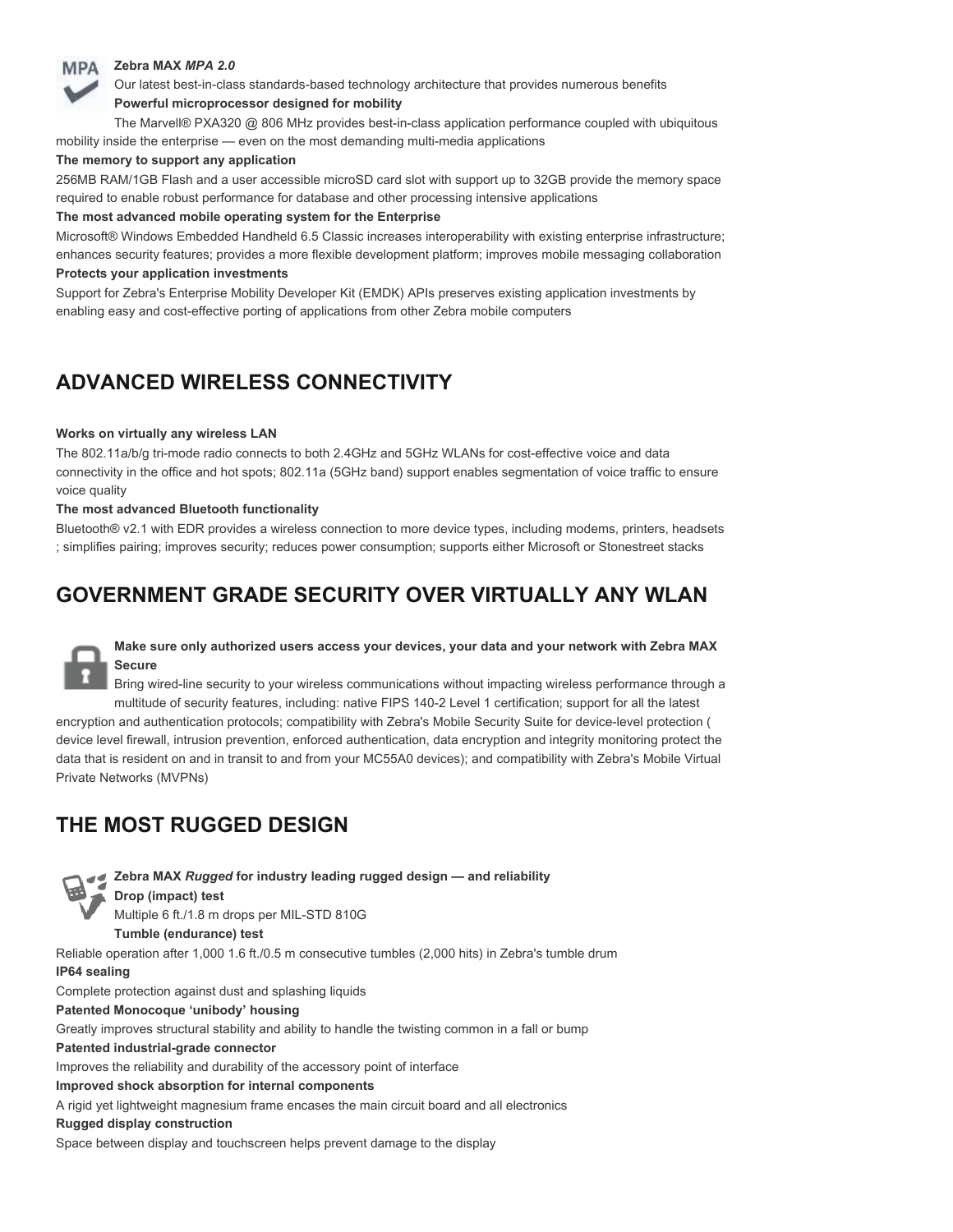**Zebra MAX *MPA 2.0***

Our latest best-in-class standards-based technology architecture that provides numerous benefits

**Powerful microprocessor designed for mobility**

The Marvell® PXA320 @ 806 MHz provides best-in-class application performance coupled with ubiquitous mobility inside the enterprise — even on the most demanding multi-media applications

**The memory to support any application**

256MB RAM/1GB Flash and a user accessible microSD card slot with support up to 32GB provide the memory space required to enable robust performance for database and other processing intensive applications

**The most advanced mobile operating system for the Enterprise**

Microsoft® Windows Embedded Handheld 6.5 Classic increases interoperability with existing enterprise infrastructure; enhances security features; provides a more flexible development platform; improves mobile messaging collaboration

**Protects your application investments**

Support for Zebra's Enterprise Mobility Developer Kit (EMDK) APIs preserves existing application investments by enabling easy and cost-effective porting of applications from other Zebra mobile computers

## ADVANCED WIRELESS CONNECTIVITY

**Works on virtually any wireless LAN**

The 802.11a/b/g tri-mode radio connects to both 2.4GHz and 5GHz WLANs for cost-effective voice and data connectivity in the office and hot spots; 802.11a (5GHz band) support enables segmentation of voice traffic to ensure voice quality

**The most advanced Bluetooth functionality**

Bluetooth® v2.1 with EDR provides a wireless connection to more device types, including modems, printers, headsets ; simplifies pairing; improves security; reduces power consumption; supports either Microsoft or Stonestreet stacks

## GOVERNMENT GRADE SECURITY OVER VIRTUALLY ANY WLAN

**Make sure only authorized users access your devices, your data and your network with Zebra MAX Secure**

Bring wired-line security to your wireless communications without impacting wireless performance through a multitude of security features, including: native FIPS 140-2 Level 1 certification; support for all the latest encryption and authentication protocols; compatibility with Zebra's Mobile Security Suite for device-level protection ( device level firewall, intrusion prevention, enforced authentication, data encryption and integrity monitoring protect the data that is resident on and in transit to and from your MC55A0 devices); and compatibility with Zebra's Mobile Virtual Private Networks (MVPNs)

## THE MOST RUGGED DESIGN

**Zebra MAX *Rugged* for industry leading rugged design — and reliability**

**Drop (impact) test**

Multiple 6 ft./1.8 m drops per MIL-STD 810G

**Tumble (endurance) test**

Reliable operation after 1,000 1.6 ft./0.5 m consecutive tumbles (2,000 hits) in Zebra's tumble drum

**IP64 sealing**

Complete protection against dust and splashing liquids

**Patented Monocoque 'unibody' housing**

Greatly improves structural stability and ability to handle the twisting common in a fall or bump

**Patented industrial-grade connector**

Improves the reliability and durability of the accessory point of interface

**Improved shock absorption for internal components**

A rigid yet lightweight magnesium frame encases the main circuit board and all electronics

**Rugged display construction**

Space between display and touchscreen helps prevent damage to the display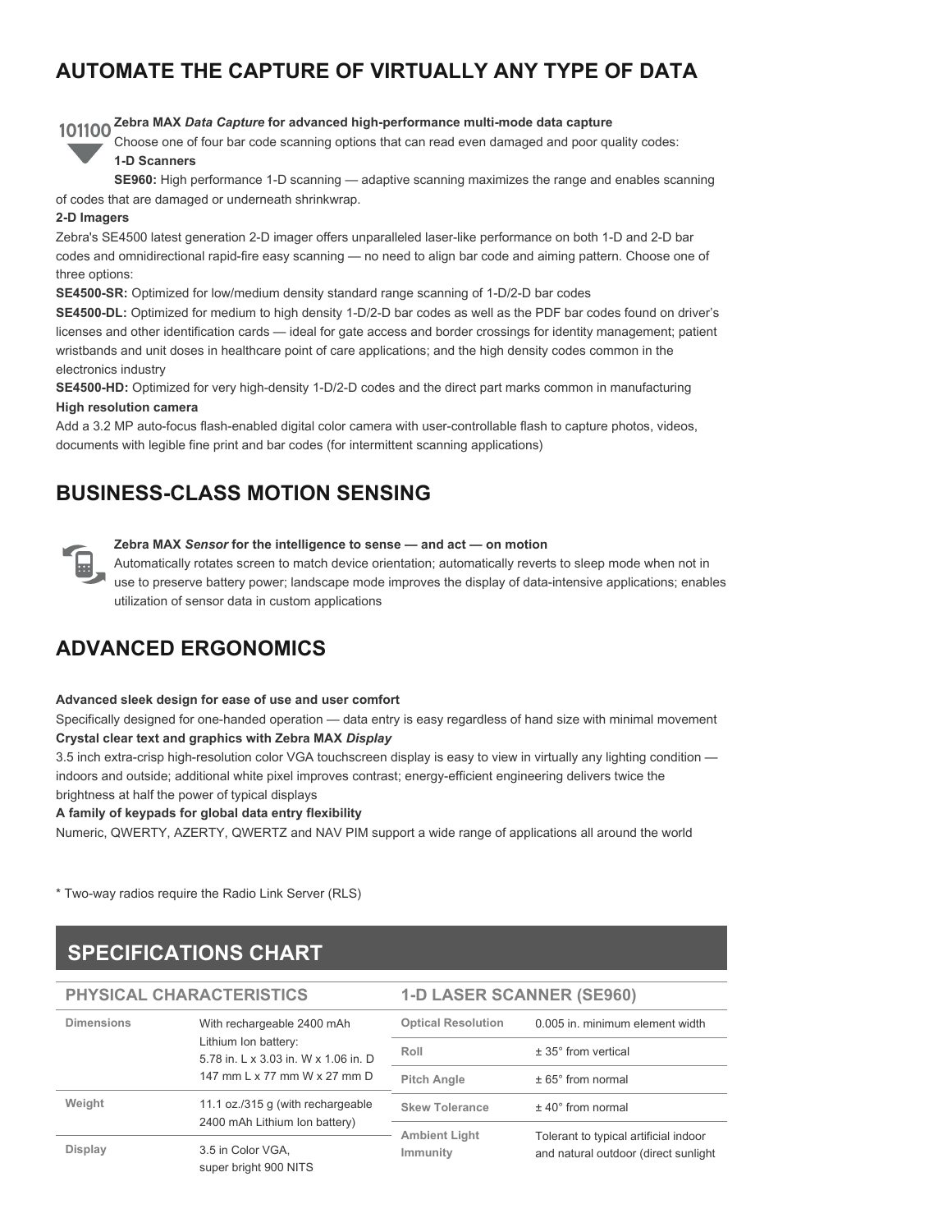## AUTOMATE THE CAPTURE OF VIRTUALLY ANY TYPE OF DATA

**Zebra MAX *Data Capture* for advanced high-performance multi-mode data capture**

Choose one of four bar code scanning options that can read even damaged and poor quality codes:

**1-D Scanners**

**SE960:** High performance 1-D scanning — adaptive scanning maximizes the range and enables scanning of codes that are damaged or underneath shrinkwrap.

**2-D Imagers**

Zebra's SE4500 latest generation 2-D imager offers unparalleled laser-like performance on both 1-D and 2-D bar codes and omnidirectional rapid-fire easy scanning — no need to align bar code and aiming pattern. Choose one of three options:

**SE4500-SR:** Optimized for low/medium density standard range scanning of 1-D/2-D bar codes

**SE4500-DL:** Optimized for medium to high density 1-D/2-D bar codes as well as the PDF bar codes found on driver's licenses and other identification cards — ideal for gate access and border crossings for identity management; patient wristbands and unit doses in healthcare point of care applications; and the high density codes common in the electronics industry

**SE4500-HD:** Optimized for very high-density 1-D/2-D codes and the direct part marks common in manufacturing

**High resolution camera**

Add a 3.2 MP auto-focus flash-enabled digital color camera with user-controllable flash to capture photos, videos, documents with legible fine print and bar codes (for intermittent scanning applications)

## BUSINESS-CLASS MOTION SENSING

**Zebra MAX *Sensor* for the intelligence to sense — and act — on motion**

Automatically rotates screen to match device orientation; automatically reverts to sleep mode when not in use to preserve battery power; landscape mode improves the display of data-intensive applications; enables utilization of sensor data in custom applications

## ADVANCED ERGONOMICS

**Advanced sleek design for ease of use and user comfort**

Specifically designed for one-handed operation — data entry is easy regardless of hand size with minimal movement

**Crystal clear text and graphics with Zebra MAX *Display***

3.5 inch extra-crisp high-resolution color VGA touchscreen display is easy to view in virtually any lighting condition — indoors and outside; additional white pixel improves contrast; energy-efficient engineering delivers twice the brightness at half the power of typical displays

**A family of keypads for global data entry flexibility**

Numeric, QWERTY, AZERTY, QWERTZ and NAV PIM support a wide range of applications all around the world

* Two-way radios require the Radio Link Server (RLS)

## SPECIFICATIONS CHART

### PHYSICAL CHARACTERISTICS

| | |
|---|---|
| Dimensions | With rechargeable 2400 mAh Lithium Ion battery: 5.78 in. L x 3.03 in. W x 1.06 in. D 147 mm L x 77 mm W x 27 mm D |
| Weight | 11.1 oz./315 g (with rechargeable 2400 mAh Lithium Ion battery) |
| Display | 3.5 in Color VGA, super bright 900 NITS |

### 1-D LASER SCANNER (SE960)

| | |
|---|---|
| Optical Resolution | 0.005 in. minimum element width |
| Roll | ± 35° from vertical |
| Pitch Angle | ± 65° from normal |
| Skew Tolerance | ± 40° from normal |
| Ambient Light Immunity | Tolerant to typical artificial indoor and natural outdoor (direct sunlight |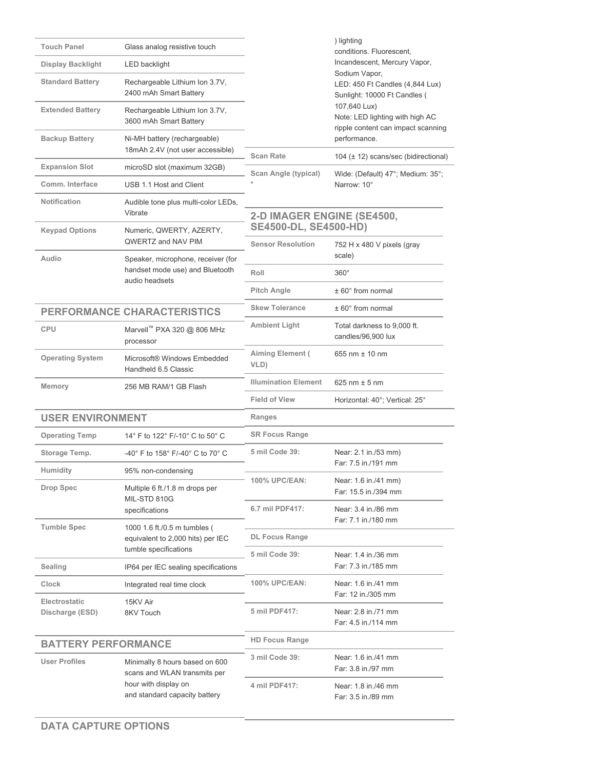| | |
|---|---|
| Touch Panel | Glass analog resistive touch |
| Display Backlight | LED backlight |
| Standard Battery | Rechargeable Lithium Ion 3.7V, 2400 mAh Smart Battery |
| Extended Battery | Rechargeable Lithium Ion 3.7V, 3600 mAh Smart Battery |
| Backup Battery | Ni-MH battery (rechargeable) 18mAh 2.4V (not user accessible) |
| Expansion Slot | microSD slot (maximum 32GB) |
| Comm. Interface | USB 1.1 Host and Client |
| Notification | Audible tone plus multi-color LEDs, Vibrate |
| Keypad Options | Numeric, QWERTY, AZERTY, QWERTZ and NAV PIM |
| Audio | Speaker, microphone, receiver (for handset mode use) and Bluetooth audio headsets |

## PERFORMANCE CHARACTERISTICS

| | |
|---|---|
| CPU | Marvell™ PXA 320 @ 806 MHz processor |
| Operating System | Microsoft® Windows Embedded Handheld 6.5 Classic |
| Memory | 256 MB RAM/1 GB Flash |

## USER ENVIRONMENT

| | |
|---|---|
| Operating Temp | 14° F to 122° F/-10° C to 50° C |
| Storage Temp. | -40° F to 158° F/-40° C to 70° C |
| Humidity | 95% non-condensing |
| Drop Spec | Multiple 6 ft./1.8 m drops per MIL-STD 810G specifications |
| Tumble Spec | 1000 1.6 ft./0.5 m tumbles ( equivalent to 2,000 hits) per IEC tumble specifications |
| Sealing | IP64 per IEC sealing specifications |
| Clock | Integrated real time clock |
| Electrostatic Discharge (ESD) | 15KV Air<br>8KV Touch |

## BATTERY PERFORMANCE

| | |
|---|---|
| User Profiles | Minimally 8 hours based on 600 scans and WLAN transmits per hour with display on and standard capacity battery |

## DATA CAPTURE OPTIONS

| | |
|---|---|
| | ) lighting conditions. Fluorescent, Incandescent, Mercury Vapor, Sodium Vapor, LED: 450 Ft Candles (4,844 Lux) Sunlight: 10000 Ft Candles ( 107,640 Lux) Note: LED lighting with high AC ripple content can impact scanning performance. |
| Scan Rate | 104 (± 12) scans/sec (bidirectional) |
| Scan Angle (typical) * | Wide: (Default) 47°; Medium: 35°; Narrow: 10° |

## 2-D IMAGER ENGINE (SE4500, SE4500-DL, SE4500-HD)

| | |
|---|---|
| Sensor Resolution | 752 H x 480 V pixels (gray scale) |
| Roll | 360° |
| Pitch Angle | ± 60° from normal |
| Skew Tolerance | ± 60° from normal |
| Ambient Light | Total darkness to 9,000 ft. candles/96,900 lux |
| Aiming Element ( VLD) | 655 nm ± 10 nm |
| Illumination Element | 625 nm ± 5 nm |
| Field of View | Horizontal: 40°; Vertical: 25° |
| Ranges | |
| SR Focus Range | |
| 5 mil Code 39: | Near: 2.1 in./53 mm)<br>Far: 7.5 in./191 mm |
| 100% UPC/EAN: | Near: 1.6 in./41 mm)<br>Far: 15.5 in./394 mm |
| 6.7 mil PDF417: | Near: 3.4 in./86 mm<br>Far: 7.1 in./180 mm |
| DL Focus Range | |
| 5 mil Code 39: | Near: 1.4 in./36 mm<br>Far: 7.3 in./185 mm |
| 100% UPC/EAN: | Near: 1.6 in./41 mm<br>Far: 12 in./305 mm |
| 5 mil PDF417: | Near: 2.8 in./71 mm<br>Far: 4.5 in./114 mm |
| HD Focus Range | |
| 3 mil Code 39: | Near: 1.6 in./41 mm<br>Far: 3.8 in./97 mm |
| 4 mil PDF417: | Near: 1.8 in./46 mm<br>Far: 3.5 in./89 mm |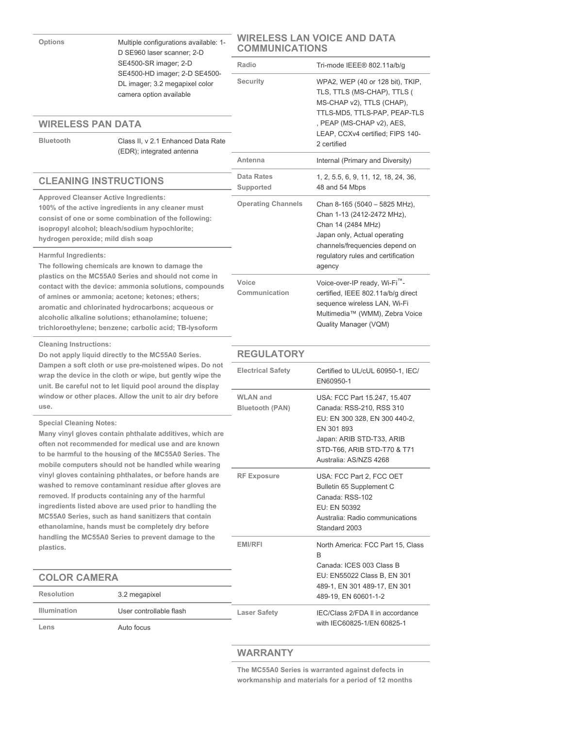| Options | Multiple configurations available: 1-D SE960 laser scanner; 2-D SE4500-SR imager; 2-D SE4500-HD imager; 2-D SE4500-DL imager; 3.2 megapixel color camera option available |
|---|---|

## WIRELESS PAN DATA

| Bluetooth | Class II, v 2.1 Enhanced Data Rate (EDR); integrated antenna |
|---|---|

## CLEANING INSTRUCTIONS

**Approved Cleanser Active Ingredients:**
**100% of the active ingredients in any cleaner must consist of one or some combination of the following: isopropyl alcohol; bleach/sodium hypochlorite; hydrogen peroxide; mild dish soap**

**Harmful Ingredients:**
**The following chemicals are known to damage the plastics on the MC55A0 Series and should not come in contact with the device: ammonia solutions, compounds of amines or ammonia; acetone; ketones; ethers; aromatic and chlorinated hydrocarbons; acqueous or alcoholic alkaline solutions; ethanolamine; toluene; trichloroethylene; benzene; carbolic acid; TB-lysoform**

**Cleaning Instructions:**
**Do not apply liquid directly to the MC55A0 Series. Dampen a soft cloth or use pre-moistened wipes. Do not wrap the device in the cloth or wipe, but gently wipe the unit. Be careful not to let liquid pool around the display window or other places. Allow the unit to air dry before use.**

**Special Cleaning Notes:**
**Many vinyl gloves contain phthalate additives, which are often not recommended for medical use and are known to be harmful to the housing of the MC55A0 Series. The mobile computers should not be handled while wearing vinyl gloves containing phthalates, or before hands are washed to remove contaminant residue after gloves are removed. If products containing any of the harmful ingredients listed above are used prior to handling the MC55A0 Series, such as hand sanitizers that contain ethanolamine, hands must be completely dry before handling the MC55A0 Series to prevent damage to the plastics.**

## COLOR CAMERA

| Resolution | 3.2 megapixel |
|---|---|
| Illumination | User controllable flash |
| Lens | Auto focus |

## WIRELESS LAN VOICE AND DATA COMMUNICATIONS

| Radio | Tri-mode IEEE® 802.11a/b/g |
|---|---|
| Security | WPA2, WEP (40 or 128 bit), TKIP, TLS, TTLS (MS-CHAP), TTLS ( MS-CHAP v2), TTLS (CHAP), TTLS-MD5, TTLS-PAP, PEAP-TLS , PEAP (MS-CHAP v2), AES, LEAP, CCXv4 certified; FIPS 140-2 certified |
| Antenna | Internal (Primary and Diversity) |
| Data Rates Supported | 1, 2, 5.5, 6, 9, 11, 12, 18, 24, 36, 48 and 54 Mbps |
| Operating Channels | Chan 8-165 (5040 – 5825 MHz), Chan 1-13 (2412-2472 MHz), Chan 14 (2484 MHz) Japan only, Actual operating channels/frequencies depend on regulatory rules and certification agency |
| Voice Communication | Voice-over-IP ready, Wi-Fi™-certified, IEEE 802.11a/b/g direct sequence wireless LAN, Wi-Fi Multimedia™ (WMM), Zebra Voice Quality Manager (VQM) |

## REGULATORY

| Electrical Safety | Certified to UL/cUL 60950-1, IEC/EN60950-1 |
|---|---|
| WLAN and Bluetooth (PAN) | USA: FCC Part 15.247, 15.407<br>Canada: RSS-210, RSS 310<br>EU: EN 300 328, EN 300 440-2, EN 301 893<br>Japan: ARIB STD-T33, ARIB STD-T66, ARIB STD-T70 & T71<br>Australia: AS/NZS 4268 |
| RF Exposure | USA: FCC Part 2, FCC OET Bulletin 65 Supplement C<br>Canada: RSS-102<br>EU: EN 50392<br>Australia: Radio communications Standard 2003 |
| EMI/RFI | North America: FCC Part 15, Class B<br>Canada: ICES 003 Class B<br>EU: EN55022 Class B, EN 301 489-1, EN 301 489-17, EN 301 489-19, EN 60601-1-2 |
| Laser Safety | IEC/Class 2/FDA II in accordance with IEC60825-1/EN 60825-1 |

## WARRANTY

**The MC55A0 Series is warranted against defects in workmanship and materials for a period of 12 months**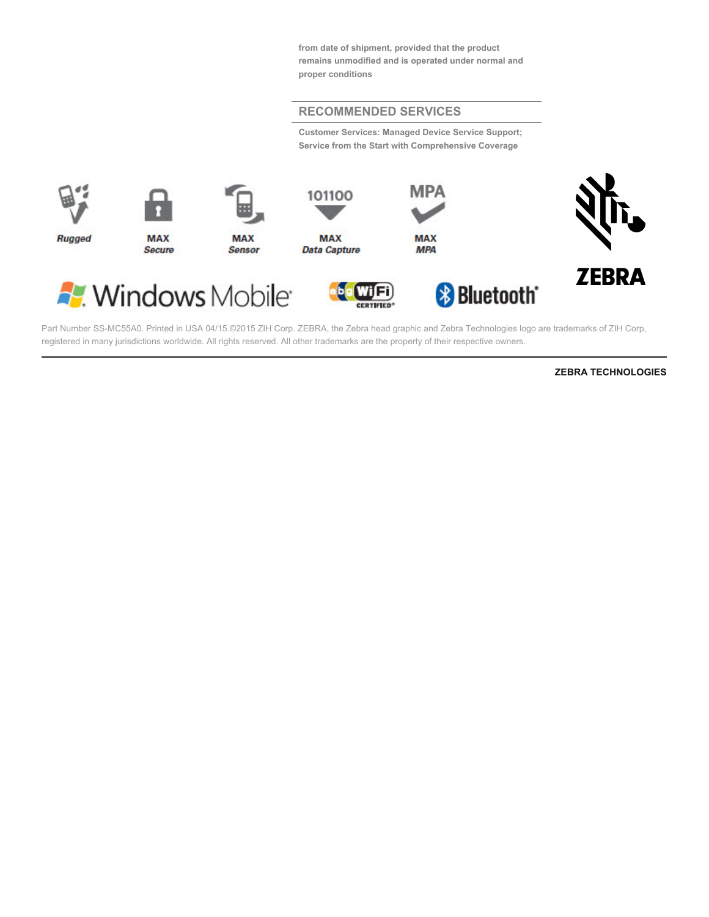from date of shipment, provided that the product remains unmodified and is operated under normal and proper conditions

## RECOMMENDED SERVICES

Customer Services: Managed Device Service Support; Service from the Start with Comprehensive Coverage

Rugged

MAX Secure

MAX Sensor

MAX Data Capture

MAX MPA

Part Number SS-MC55A0. Printed in USA 04/15.©2015 ZIH Corp. ZEBRA, the Zebra head graphic and Zebra Technologies logo are trademarks of ZIH Corp, registered in many jurisdictions worldwide. All rights reserved. All other trademarks are the property of their respective owners.

**ZEBRA TECHNOLOGIES**